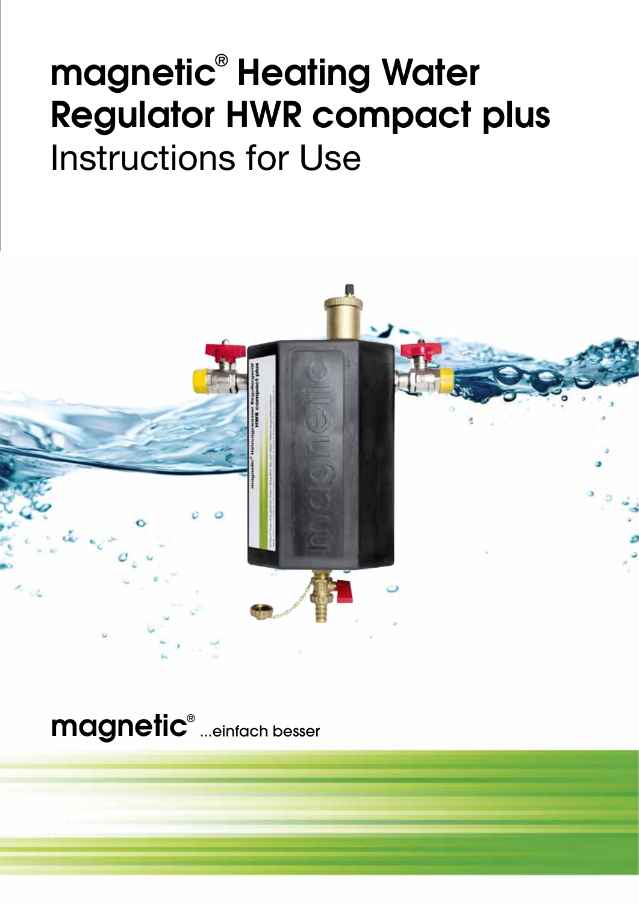# magnetic® Heating Water Regulator HWR compact plus

Instructions for Use

magnetic® ...einfach besser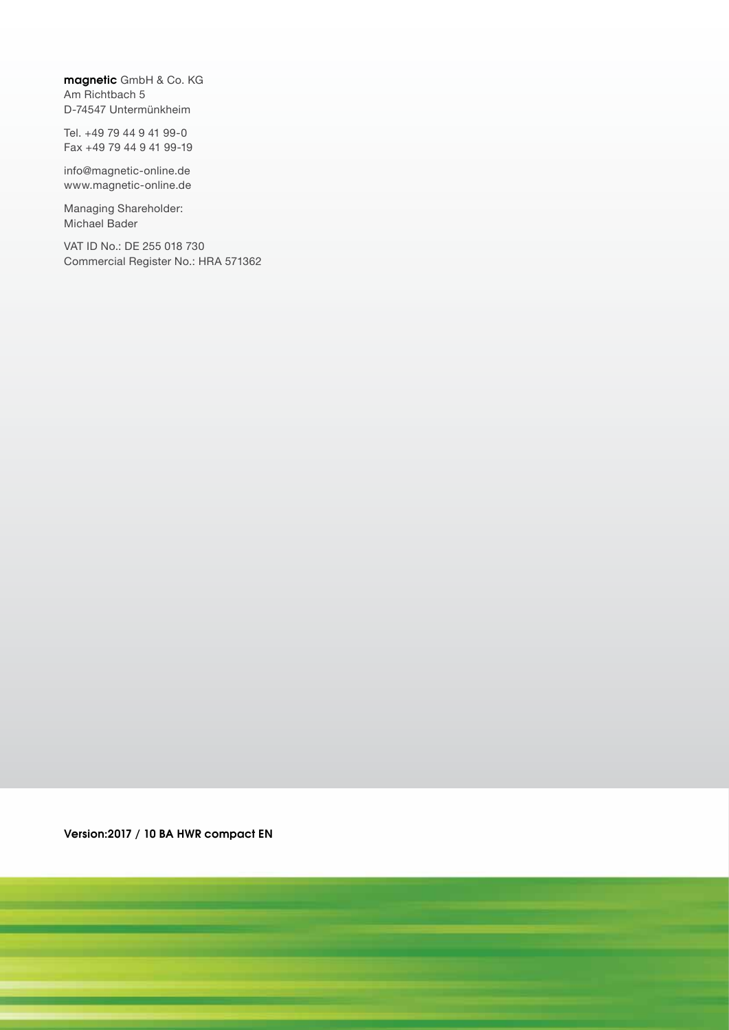**magnetic** GmbH & Co. KG
Am Richtbach 5
D-74547 Untermünkheim

Tel. +49 79 44 9 41 99-0
Fax +49 79 44 9 41 99-19

info@magnetic-online.de
www.magnetic-online.de

Managing Shareholder:
Michael Bader

VAT ID No.: DE 255 018 730
Commercial Register No.: HRA 571362

**Version:2017 / 10 BA HWR compact EN**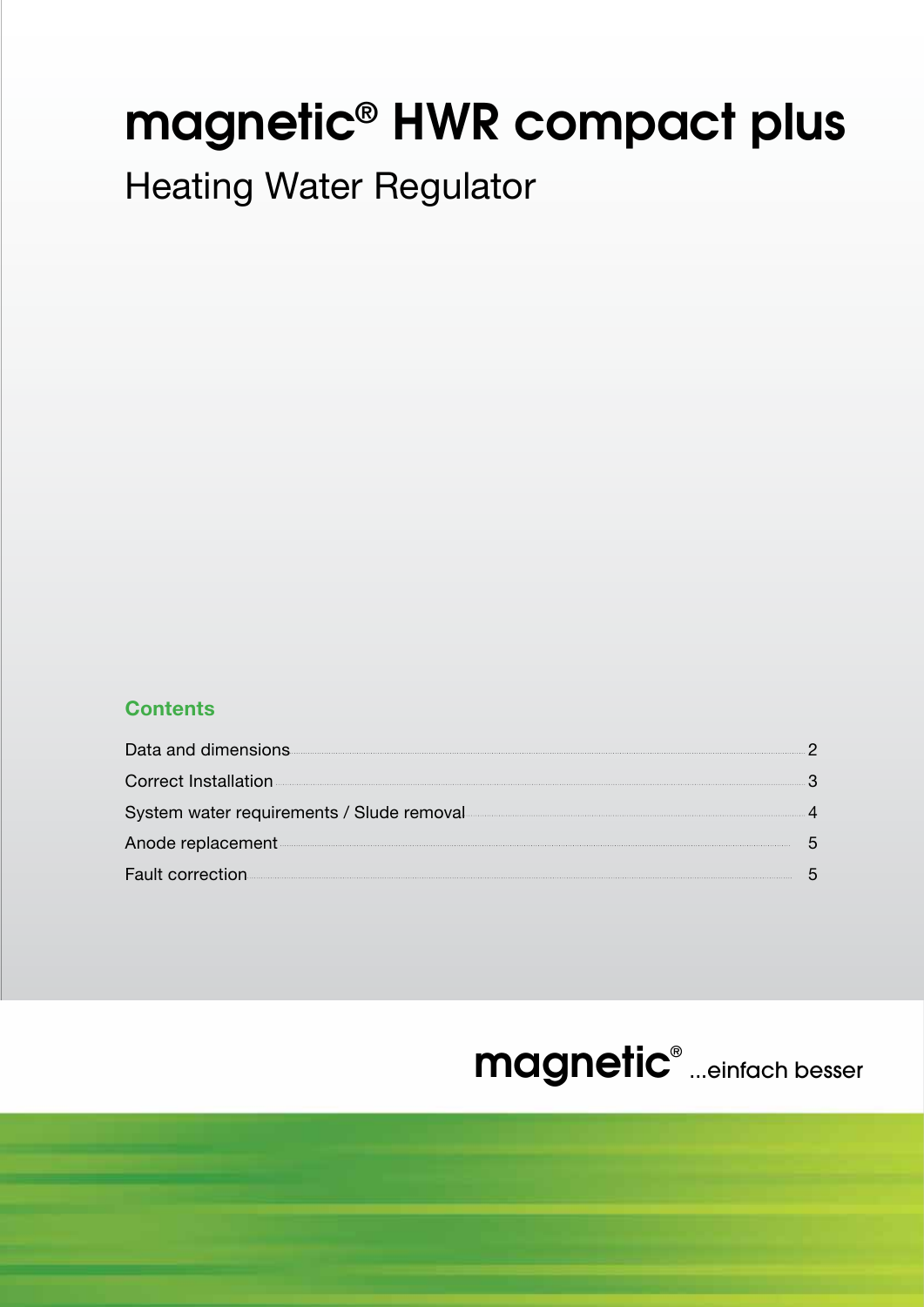# magnetic® HWR compact plus

## Heating Water Regulator

### Contents

| | |
|---|---|
| Data and dimensions | 2 |
| Correct Installation | 3 |
| System water requirements / Slude removal | 4 |
| Anode replacement | 5 |
| Fault correction | 5 |

magnetic® ...einfach besser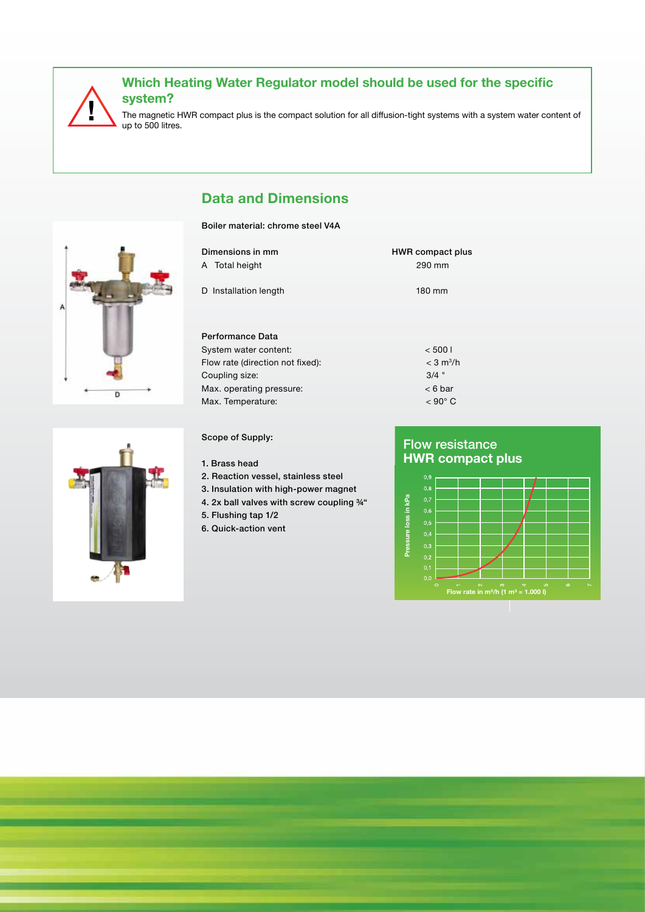### Which Heating Water Regulator model should be used for the specific system?

The magnetic HWR compact plus is the compact solution for all diffusion-tight systems with a system water content of up to 500 litres.

## Data and Dimensions

**Boiler material: chrome steel V4A**

| Dimensions in mm | HWR compact plus |
| --- | --- |
| A Total height | 290 mm |
| D Installation length | 180 mm |

| Performance Data | |
| --- | --- |
| System water content: | < 500 l |
| Flow rate (direction not fixed): | < 3 m³/h |
| Coupling size: | 3/4 " |
| Max. operating pressure: | < 6 bar |
| Max. Temperature: | < 90° C |

**Scope of Supply:**

1. Brass head
2. Reaction vessel, stainless steel
3. Insulation with high-power magnet
4. 2x ball valves with screw coupling ¾"
5. Flushing tap 1/2
6. Quick-action vent

**Flow resistance HWR compact plus**

Pressure loss in kPa

Flow rate in m³/h (1 m³ = 1.000 l)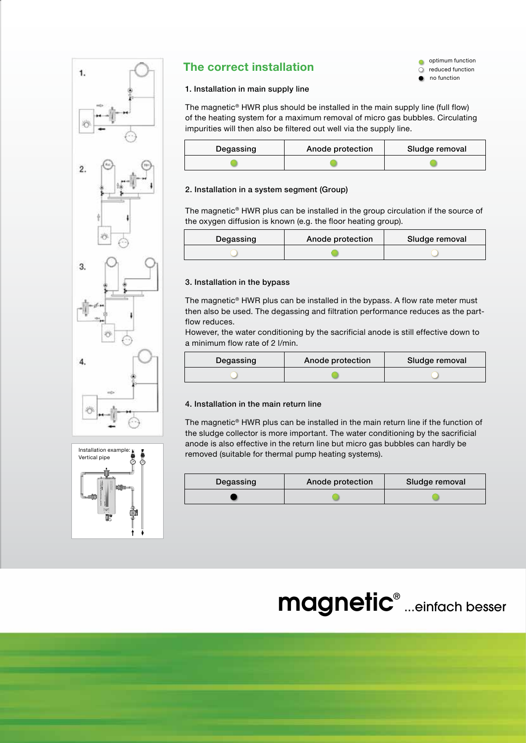## The correct installation

- optimum function (green dot)
- reduced function (white dot)
- no function (black dot)

### 1. Installation in main supply line

The magnetic® HWR plus should be installed in the main supply line (full flow) of the heating system for a maximum removal of micro gas bubbles. Circulating impurities will then also be filtered out well via the supply line.

| Degassing | Anode protection | Sludge removal |
|---|---|---|
| optimum function | optimum function | optimum function |

### 2. Installation in a system segment (Group)

The magnetic® HWR plus can be installed in the group circulation if the source of the oxygen diffusion is known (e.g. the floor heating group).

| Degassing | Anode protection | Sludge removal |
|---|---|---|
| reduced function | optimum function | reduced function |

### 3. Installation in the bypass

The magnetic® HWR plus can be installed in the bypass. A flow rate meter must then also be used. The degassing and filtration performance reduces as the part-flow reduces.
However, the water conditioning by the sacrificial anode is still effective down to a minimum flow rate of 2 l/min.

| Degassing | Anode protection | Sludge removal |
|---|---|---|
| reduced function | optimum function | reduced function |

### 4. Installation in the main return line

The magnetic® HWR plus can be installed in the main return line if the function of the sludge collector is more important. The water conditioning by the sacrificial anode is also effective in the return line but micro gas bubbles can hardly be removed (suitable for thermal pump heating systems).

| Degassing | Anode protection | Sludge removal |
|---|---|---|
| no function | optimum function | optimum function |

1.

2.

3.

4.

Installation example: Vertical pipe

magnetic® ...einfach besser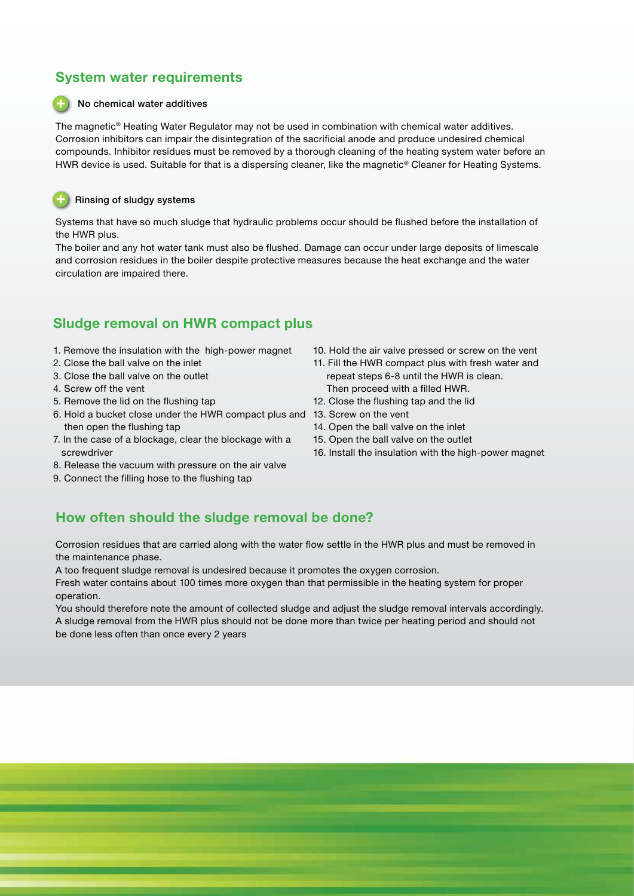## System water requirements

### No chemical water additives

The magnetic® Heating Water Regulator may not be used in combination with chemical water additives. Corrosion inhibitors can impair the disintegration of the sacrificial anode and produce undesired chemical compounds. Inhibitor residues must be removed by a thorough cleaning of the heating system water before an HWR device is used. Suitable for that is a dispersing cleaner, like the magnetic® Cleaner for Heating Systems.

### Rinsing of sludgy systems

Systems that have so much sludge that hydraulic problems occur should be flushed before the installation of the HWR plus.
The boiler and any hot water tank must also be flushed. Damage can occur under large deposits of limescale and corrosion residues in the boiler despite protective measures because the heat exchange and the water circulation are impaired there.

## Sludge removal on HWR compact plus

1. Remove the insulation with the high-power magnet
2. Close the ball valve on the inlet
3. Close the ball valve on the outlet
4. Screw off the vent
5. Remove the lid on the flushing tap
6. Hold a bucket close under the HWR compact plus and then open the flushing tap
7. In the case of a blockage, clear the blockage with a screwdriver
8. Release the vacuum with pressure on the air valve
9. Connect the filling hose to the flushing tap
10. Hold the air valve pressed or screw on the vent
11. Fill the HWR compact plus with fresh water and repeat steps 6-8 until the HWR is clean. Then proceed with a filled HWR.
12. Close the flushing tap and the lid
13. Screw on the vent
14. Open the ball valve on the inlet
15. Open the ball valve on the outlet
16. Install the insulation with the high-power magnet

## How often should the sludge removal be done?

Corrosion residues that are carried along with the water flow settle in the HWR plus and must be removed in the maintenance phase.
A too frequent sludge removal is undesired because it promotes the oxygen corrosion.
Fresh water contains about 100 times more oxygen than that permissible in the heating system for proper operation.
You should therefore note the amount of collected sludge and adjust the sludge removal intervals accordingly.
A sludge removal from the HWR plus should not be done more than twice per heating period and should not be done less often than once every 2 years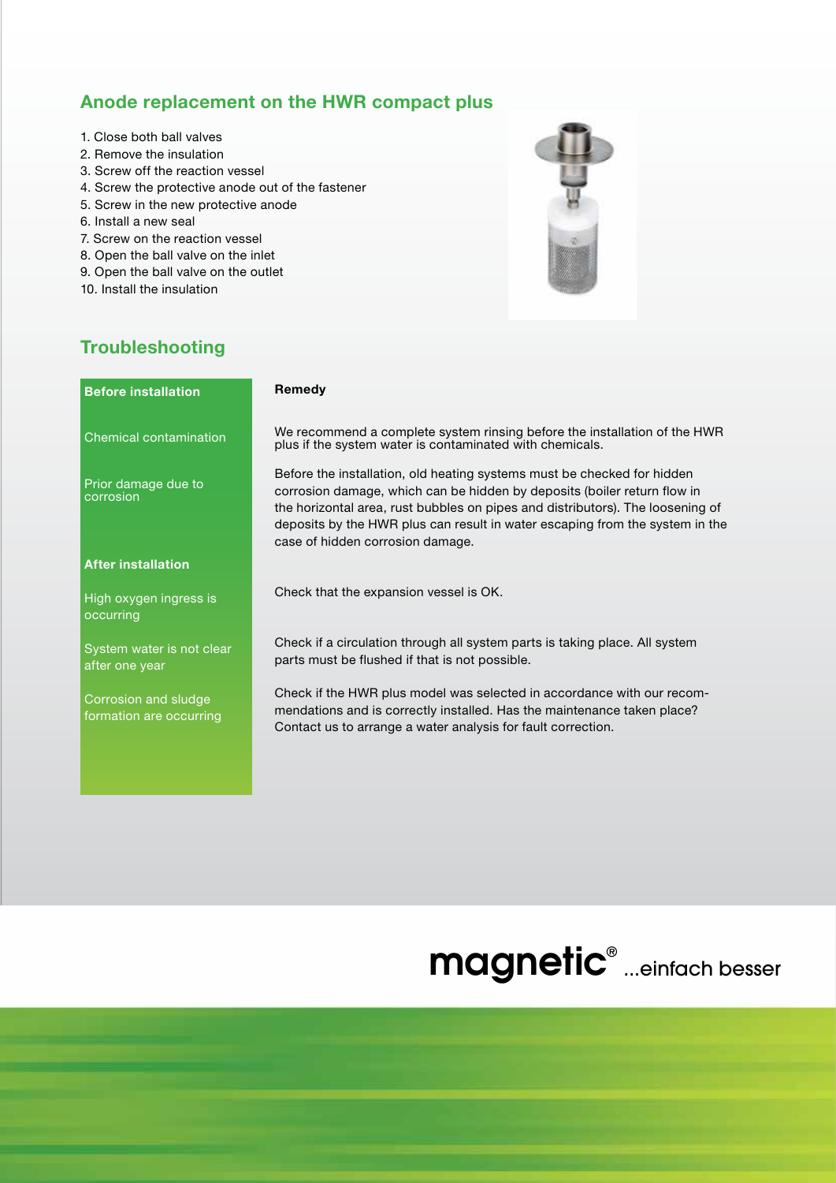## Anode replacement on the HWR compact plus

1. Close both ball valves
2. Remove the insulation
3. Screw off the reaction vessel
4. Screw the protective anode out of the fastener
5. Screw in the new protective anode
6. Install a new seal
7. Screw on the reaction vessel
8. Open the ball valve on the inlet
9. Open the ball valve on the outlet
10. Install the insulation

## Troubleshooting

| Before installation | Remedy |
|---|---|
| Chemical contamination | We recommend a complete system rinsing before the installation of the HWR plus if the system water is contaminated with chemicals. |
| Prior damage due to corrosion | Before the installation, old heating systems must be checked for hidden corrosion damage, which can be hidden by deposits (boiler return flow in the horizontal area, rust bubbles on pipes and distributors). The loosening of deposits by the HWR plus can result in water escaping from the system in the case of hidden corrosion damage. |
| **After installation** | |
| High oxygen ingress is occurring | Check that the expansion vessel is OK. |
| System water is not clear after one year | Check if a circulation through all system parts is taking place. All system parts must be flushed if that is not possible. |
| Corrosion and sludge formation are occurring | Check if the HWR plus model was selected in accordance with our recommendations and is correctly installed. Has the maintenance taken place? Contact us to arrange a water analysis for fault correction. |

magnetic® ...einfach besser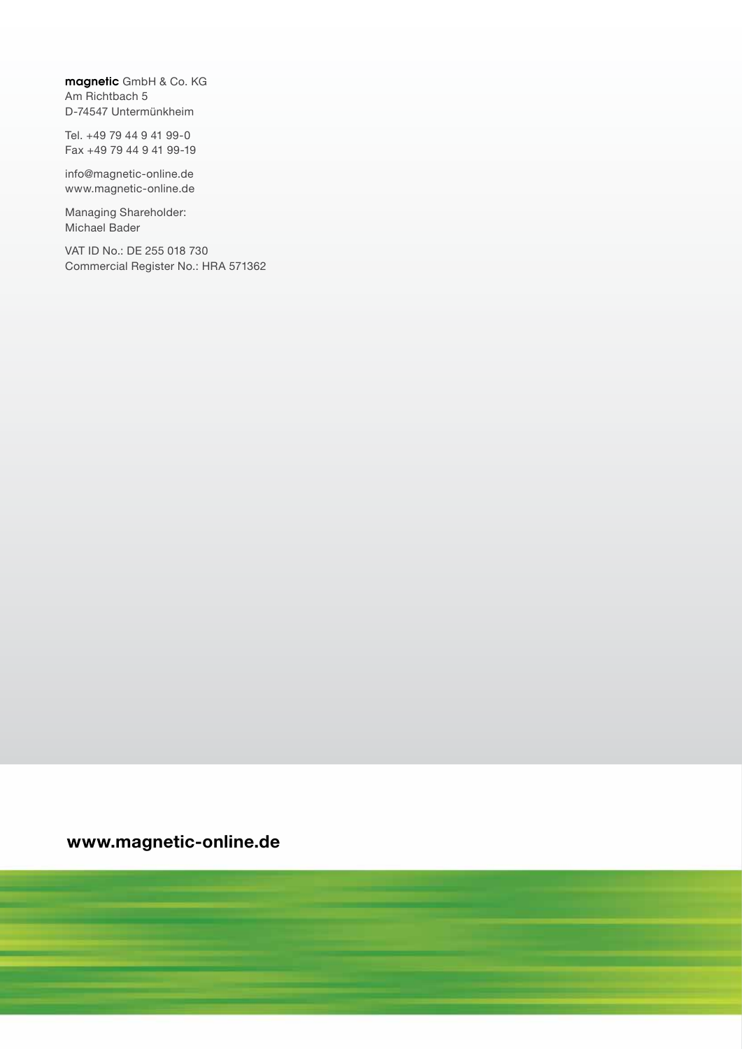**magnetic** GmbH & Co. KG
Am Richtbach 5
D-74547 Untermünkheim

Tel. +49 79 44 9 41 99-0
Fax +49 79 44 9 41 99-19

info@magnetic-online.de
www.magnetic-online.de

Managing Shareholder:
Michael Bader

VAT ID No.: DE 255 018 730
Commercial Register No.: HRA 571362

**www.magnetic-online.de**